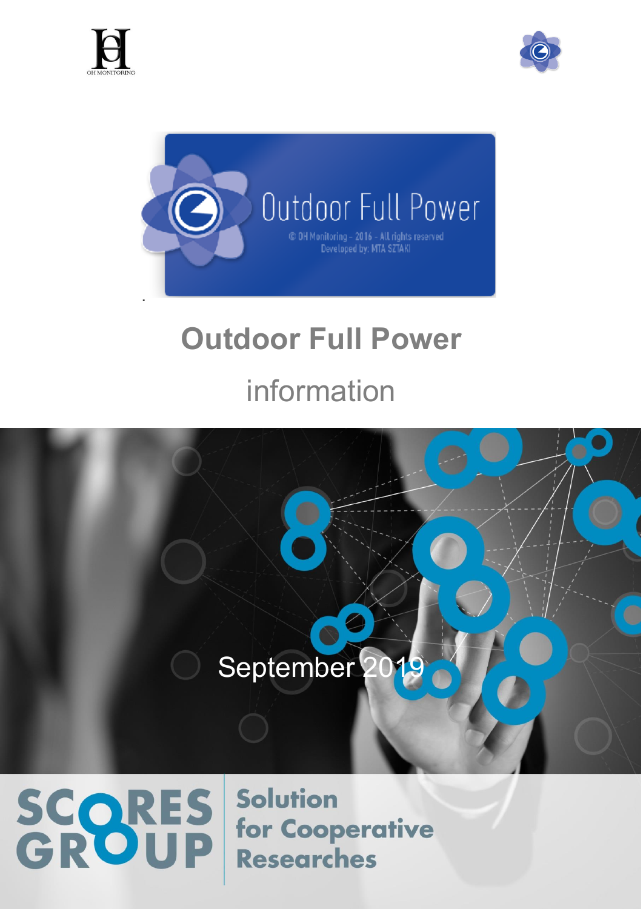# Outdoor Full Power

information

September 2019

SCORES GROUP

Solution for Cooperative Researches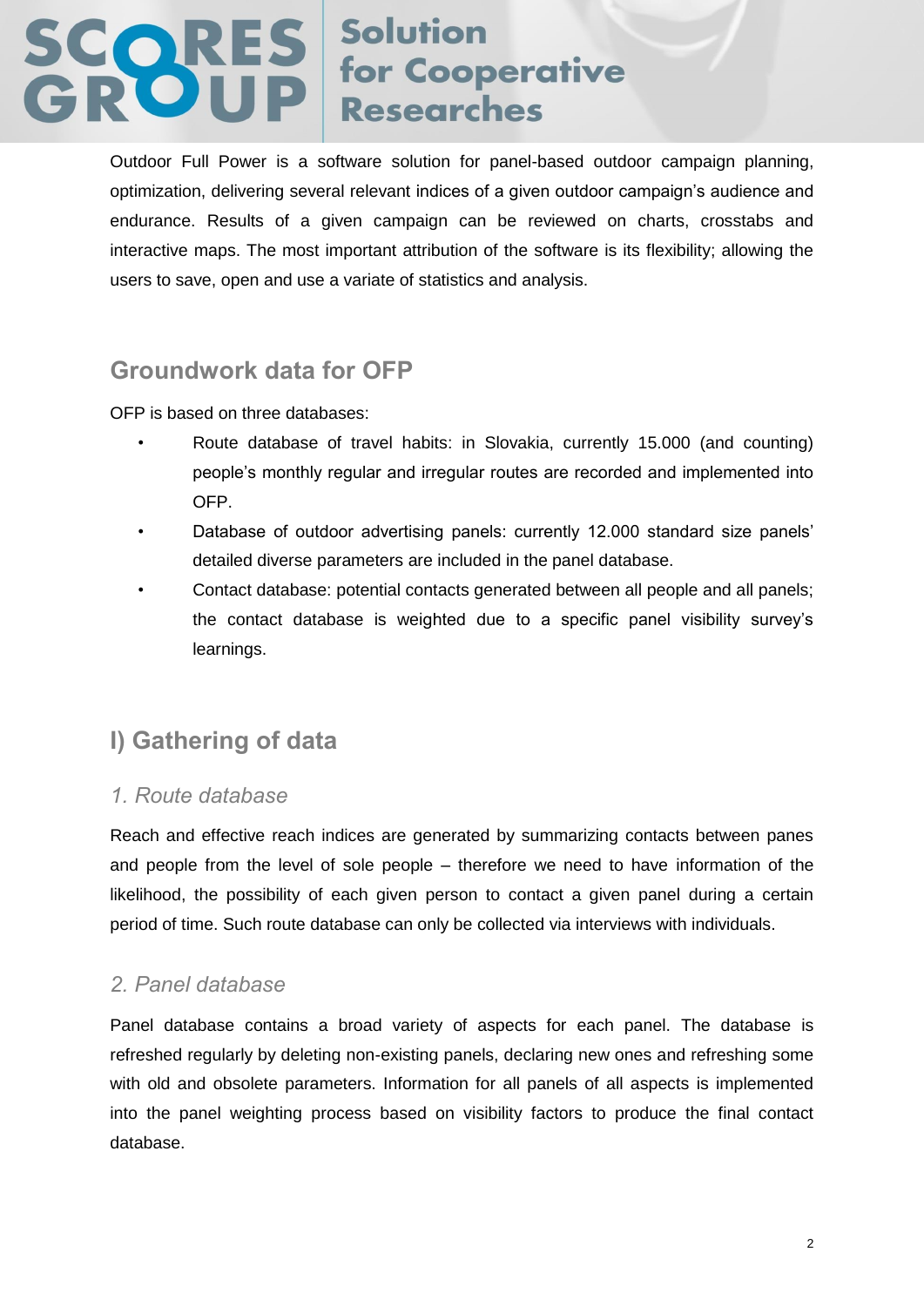Outdoor Full Power is a software solution for panel-based outdoor campaign planning, optimization, delivering several relevant indices of a given outdoor campaign's audience and endurance. Results of a given campaign can be reviewed on charts, crosstabs and interactive maps. The most important attribution of the software is its flexibility; allowing the users to save, open and use a variate of statistics and analysis.

## Groundwork data for OFP

OFP is based on three databases:

- Route database of travel habits: in Slovakia, currently 15.000 (and counting) people's monthly regular and irregular routes are recorded and implemented into OFP.
- Database of outdoor advertising panels: currently 12.000 standard size panels' detailed diverse parameters are included in the panel database.
- Contact database: potential contacts generated between all people and all panels; the contact database is weighted due to a specific panel visibility survey's learnings.

## I) Gathering of data

### *1. Route database*

Reach and effective reach indices are generated by summarizing contacts between panes and people from the level of sole people – therefore we need to have information of the likelihood, the possibility of each given person to contact a given panel during a certain period of time. Such route database can only be collected via interviews with individuals.

### *2. Panel database*

Panel database contains a broad variety of aspects for each panel. The database is refreshed regularly by deleting non-existing panels, declaring new ones and refreshing some with old and obsolete parameters. Information for all panels of all aspects is implemented into the panel weighting process based on visibility factors to produce the final contact database.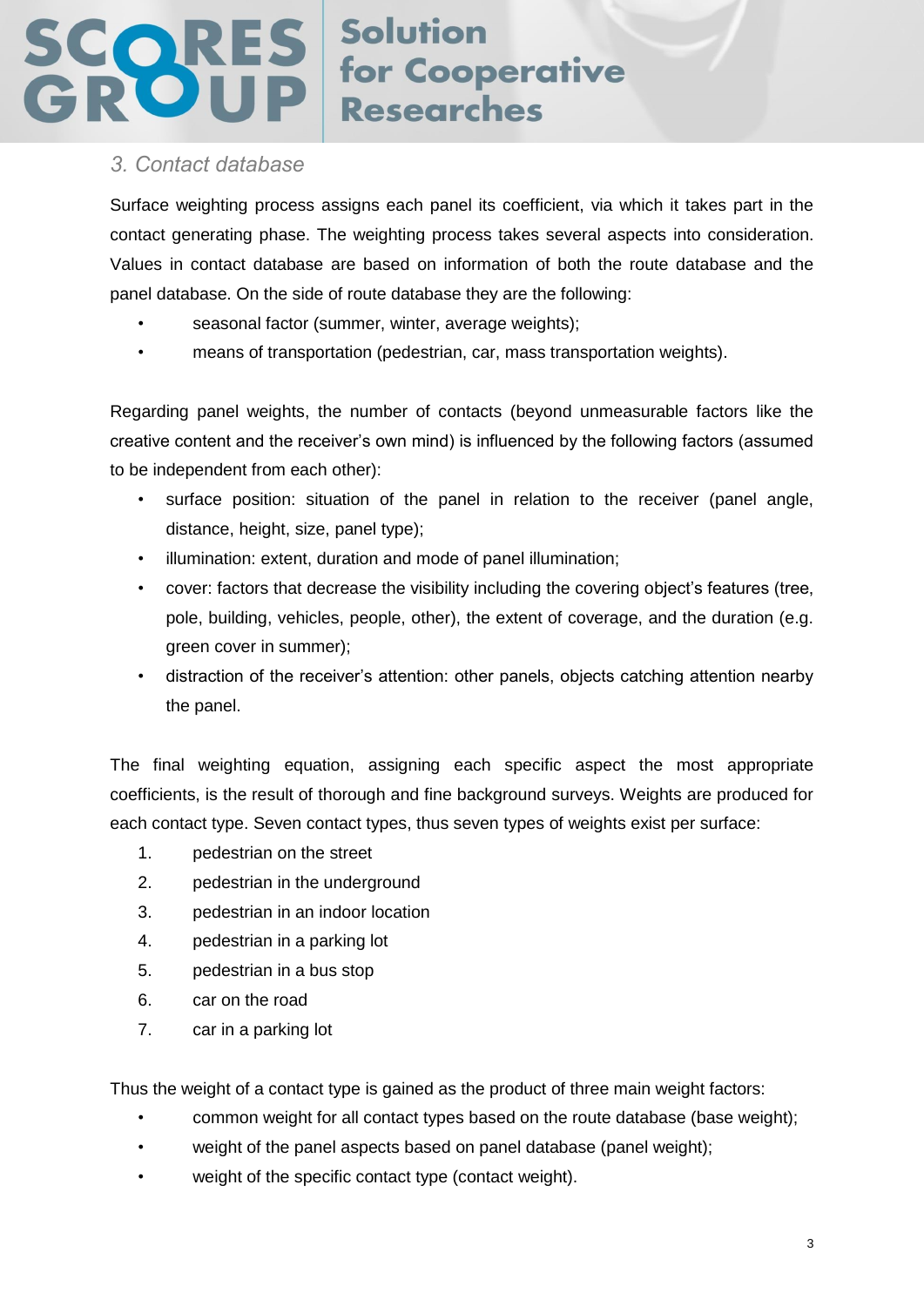### 3. Contact database

Surface weighting process assigns each panel its coefficient, via which it takes part in the contact generating phase. The weighting process takes several aspects into consideration. Values in contact database are based on information of both the route database and the panel database. On the side of route database they are the following:

- seasonal factor (summer, winter, average weights);
- means of transportation (pedestrian, car, mass transportation weights).

Regarding panel weights, the number of contacts (beyond unmeasurable factors like the creative content and the receiver's own mind) is influenced by the following factors (assumed to be independent from each other):

- surface position: situation of the panel in relation to the receiver (panel angle, distance, height, size, panel type);
- illumination: extent, duration and mode of panel illumination;
- cover: factors that decrease the visibility including the covering object's features (tree, pole, building, vehicles, people, other), the extent of coverage, and the duration (e.g. green cover in summer);
- distraction of the receiver's attention: other panels, objects catching attention nearby the panel.

The final weighting equation, assigning each specific aspect the most appropriate coefficients, is the result of thorough and fine background surveys. Weights are produced for each contact type. Seven contact types, thus seven types of weights exist per surface:

1. pedestrian on the street
2. pedestrian in the underground
3. pedestrian in an indoor location
4. pedestrian in a parking lot
5. pedestrian in a bus stop
6. car on the road
7. car in a parking lot

Thus the weight of a contact type is gained as the product of three main weight factors:

- common weight for all contact types based on the route database (base weight);
- weight of the panel aspects based on panel database (panel weight);
- weight of the specific contact type (contact weight).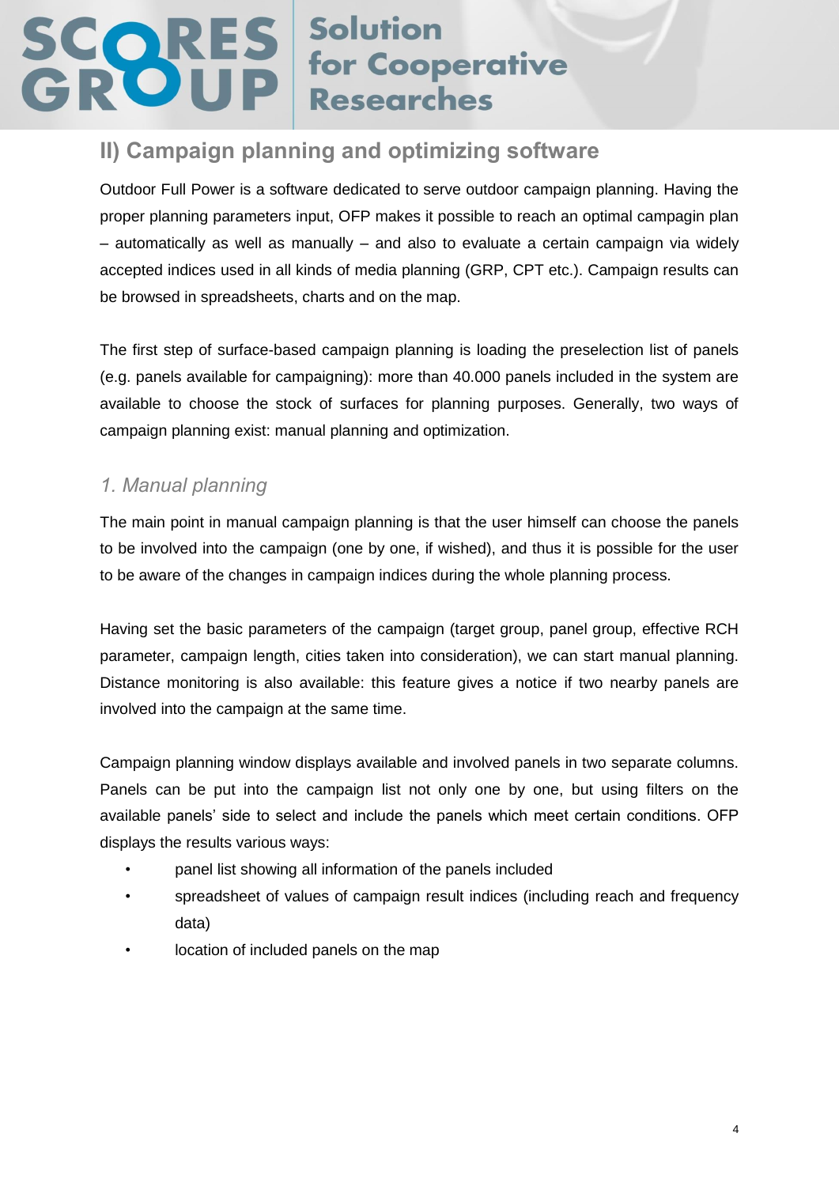## II) Campaign planning and optimizing software

Outdoor Full Power is a software dedicated to serve outdoor campaign planning. Having the proper planning parameters input, OFP makes it possible to reach an optimal campagin plan – automatically as well as manually – and also to evaluate a certain campaign via widely accepted indices used in all kinds of media planning (GRP, CPT etc.). Campaign results can be browsed in spreadsheets, charts and on the map.

The first step of surface-based campaign planning is loading the preselection list of panels (e.g. panels available for campaigning): more than 40.000 panels included in the system are available to choose the stock of surfaces for planning purposes. Generally, two ways of campaign planning exist: manual planning and optimization.

### *1. Manual planning*

The main point in manual campaign planning is that the user himself can choose the panels to be involved into the campaign (one by one, if wished), and thus it is possible for the user to be aware of the changes in campaign indices during the whole planning process.

Having set the basic parameters of the campaign (target group, panel group, effective RCH parameter, campaign length, cities taken into consideration), we can start manual planning. Distance monitoring is also available: this feature gives a notice if two nearby panels are involved into the campaign at the same time.

Campaign planning window displays available and involved panels in two separate columns. Panels can be put into the campaign list not only one by one, but using filters on the available panels' side to select and include the panels which meet certain conditions. OFP displays the results various ways:

- panel list showing all information of the panels included
- spreadsheet of values of campaign result indices (including reach and frequency data)
- location of included panels on the map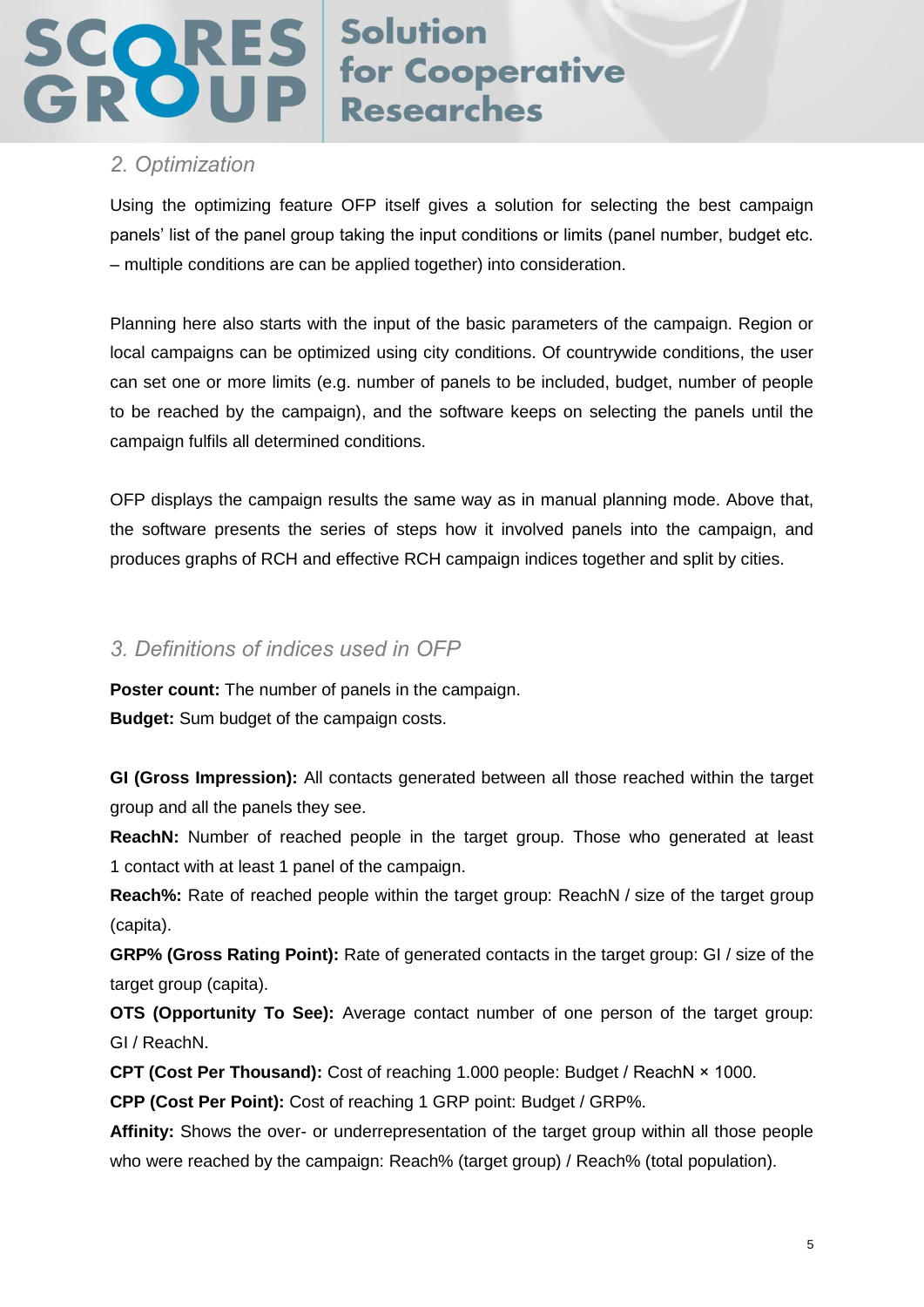## 2. Optimization

Using the optimizing feature OFP itself gives a solution for selecting the best campaign panels' list of the panel group taking the input conditions or limits (panel number, budget etc. – multiple conditions are can be applied together) into consideration.

Planning here also starts with the input of the basic parameters of the campaign. Region or local campaigns can be optimized using city conditions. Of countrywide conditions, the user can set one or more limits (e.g. number of panels to be included, budget, number of people to be reached by the campaign), and the software keeps on selecting the panels until the campaign fulfils all determined conditions.

OFP displays the campaign results the same way as in manual planning mode. Above that, the software presents the series of steps how it involved panels into the campaign, and produces graphs of RCH and effective RCH campaign indices together and split by cities.

## 3. Definitions of indices used in OFP

**Poster count:** The number of panels in the campaign.
**Budget:** Sum budget of the campaign costs.

**GI (Gross Impression):** All contacts generated between all those reached within the target group and all the panels they see.
**ReachN:** Number of reached people in the target group. Those who generated at least 1 contact with at least 1 panel of the campaign.
**Reach%:** Rate of reached people within the target group: ReachN / size of the target group (capita).
**GRP% (Gross Rating Point):** Rate of generated contacts in the target group: GI / size of the target group (capita).
**OTS (Opportunity To See):** Average contact number of one person of the target group: GI / ReachN.
**CPT (Cost Per Thousand):** Cost of reaching 1.000 people: Budget / ReachN × 1000.
**CPP (Cost Per Point):** Cost of reaching 1 GRP point: Budget / GRP%.
**Affinity:** Shows the over- or underrepresentation of the target group within all those people who were reached by the campaign: Reach% (target group) / Reach% (total population).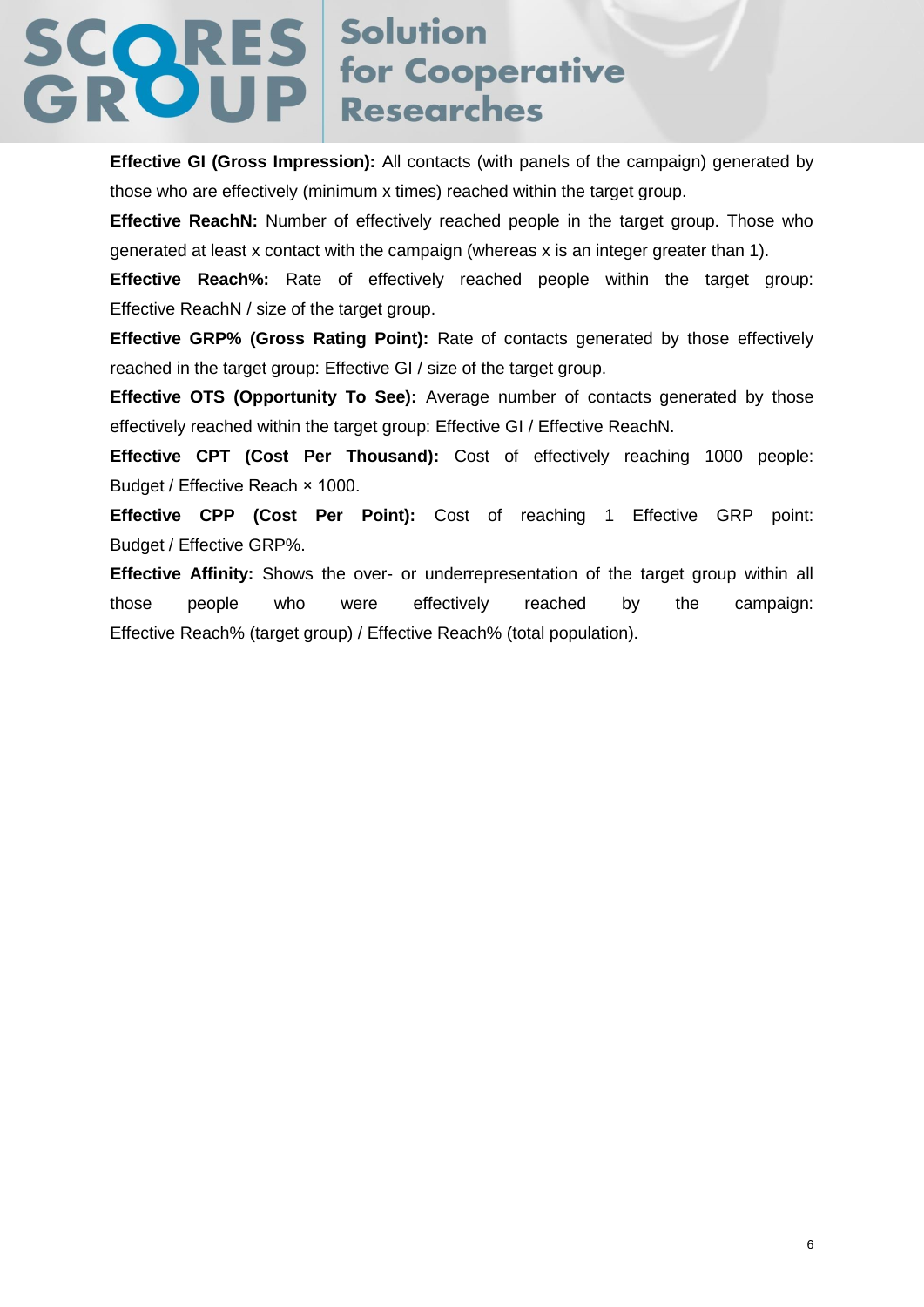**Effective GI (Gross Impression):** All contacts (with panels of the campaign) generated by those who are effectively (minimum x times) reached within the target group.

**Effective ReachN:** Number of effectively reached people in the target group. Those who generated at least x contact with the campaign (whereas x is an integer greater than 1).

**Effective Reach%:** Rate of effectively reached people within the target group: Effective ReachN / size of the target group.

**Effective GRP% (Gross Rating Point):** Rate of contacts generated by those effectively reached in the target group: Effective GI / size of the target group.

**Effective OTS (Opportunity To See):** Average number of contacts generated by those effectively reached within the target group: Effective GI / Effective ReachN.

**Effective CPT (Cost Per Thousand):** Cost of effectively reaching 1000 people: Budget / Effective Reach × 1000.

**Effective CPP (Cost Per Point):** Cost of reaching 1 Effective GRP point: Budget / Effective GRP%.

**Effective Affinity:** Shows the over- or underrepresentation of the target group within all those people who were effectively reached by the campaign: Effective Reach% (target group) / Effective Reach% (total population).